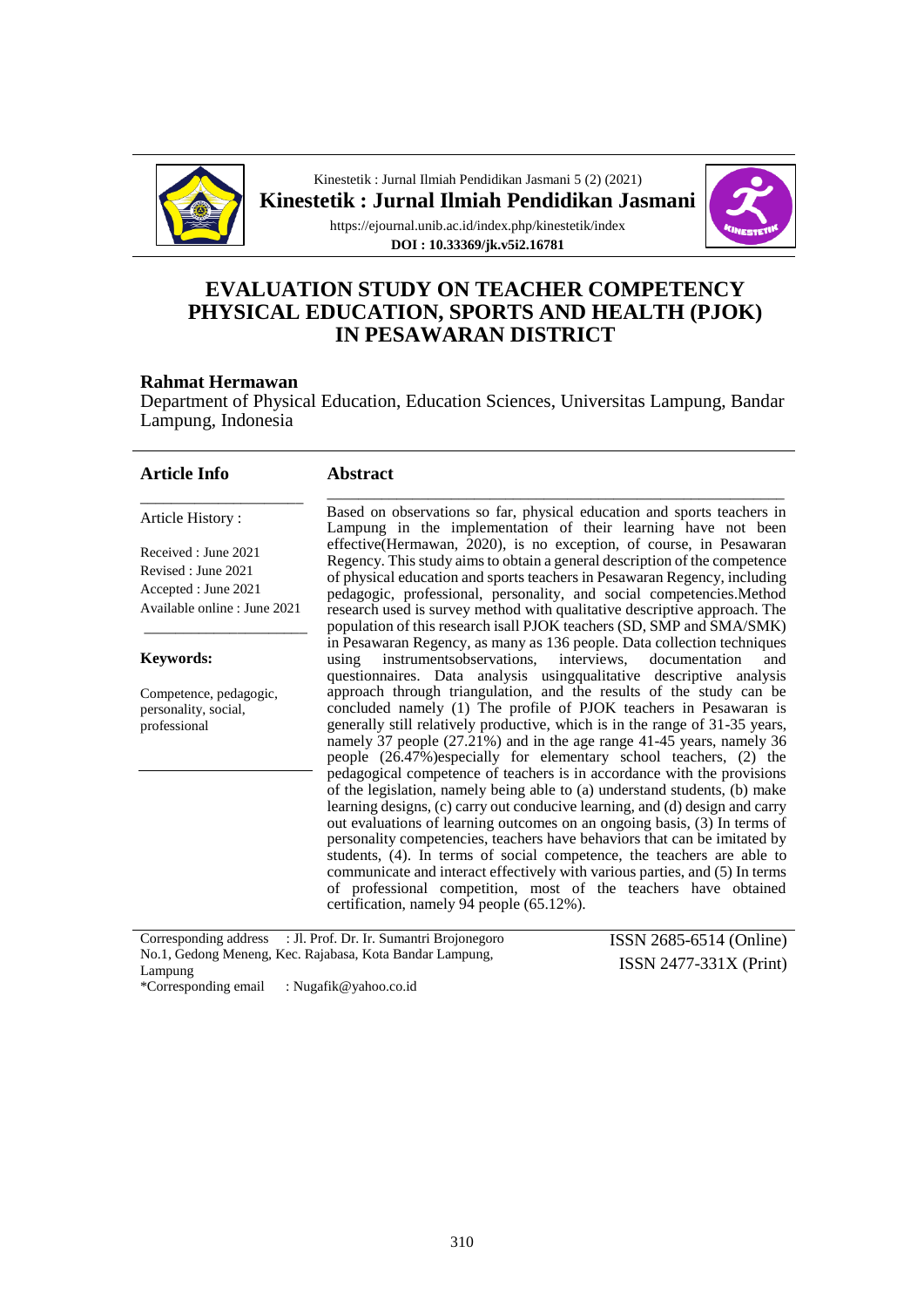# EVALUATION STUDY ON TEACHER COMPETENCY PHYSICAL EDUCATION, SPORTS AND HEALTH (PJOK) IN PESAWARAN DISTRICT

**Rahmat Hermawan**

Department of Physical Education, Education Sciences, Universitas Lampung, Bandar Lampung, Indonesia

## Article Info

Article History :

Received : June 2021
Revised : June 2021
Accepted : June 2021
Available online : June 2021

**Keywords:**

Competence, pedagogic, personality, social, professional

## Abstract

Based on observations so far, physical education and sports teachers in Lampung in the implementation of their learning have not been effective(Hermawan, 2020), is no exception, of course, in Pesawaran Regency. This study aims to obtain a general description of the competence of physical education and sports teachers in Pesawaran Regency, including pedagogic, professional, personality, and social competencies.Method research used is survey method with qualitative descriptive approach. The population of this research isall PJOK teachers (SD, SMP and SMA/SMK) in Pesawaran Regency, as many as 136 people. Data collection techniques using instrumentsobservations, interviews, documentation and questionnaires. Data analysis usingqualitative descriptive analysis approach through triangulation, and the results of the study can be concluded namely (1) The profile of PJOK teachers in Pesawaran is generally still relatively productive, which is in the range of 31-35 years, namely 37 people (27.21%) and in the age range 41-45 years, namely 36 people (26.47%)especially for elementary school teachers, (2) the pedagogical competence of teachers is in accordance with the provisions of the legislation, namely being able to (a) understand students, (b) make learning designs, (c) carry out conducive learning, and (d) design and carry out evaluations of learning outcomes on an ongoing basis, (3) In terms of personality competencies, teachers have behaviors that can be imitated by students, (4). In terms of social competence, the teachers are able to communicate and interact effectively with various parties, and (5) In terms of professional competition, most of the teachers have obtained certification, namely 94 people (65.12%).

Corresponding address : Jl. Prof. Dr. Ir. Sumantri Brojonegoro No.1, Gedong Meneng, Kec. Rajabasa, Kota Bandar Lampung, Lampung
*Corresponding email : Nugafik@yahoo.co.id

ISSN 2685-6514 (Online)
ISSN 2477-331X (Print)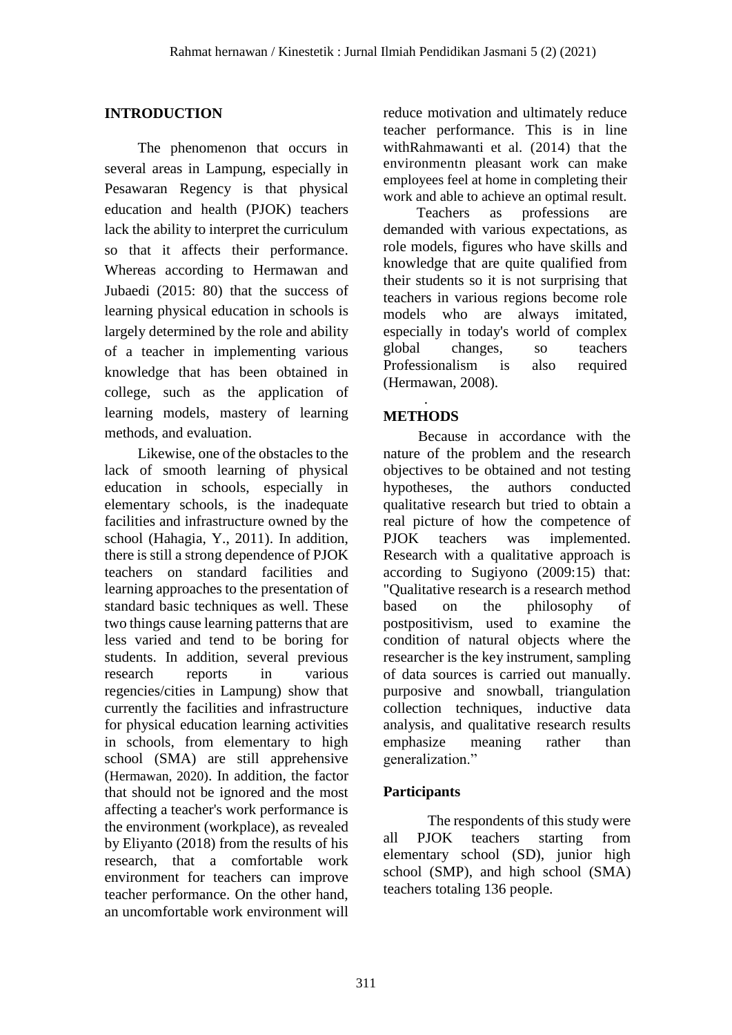## INTRODUCTION

The phenomenon that occurs in several areas in Lampung, especially in Pesawaran Regency is that physical education and health (PJOK) teachers lack the ability to interpret the curriculum so that it affects their performance. Whereas according to Hermawan and Jubaedi (2015: 80) that the success of learning physical education in schools is largely determined by the role and ability of a teacher in implementing various knowledge that has been obtained in college, such as the application of learning models, mastery of learning methods, and evaluation.

Likewise, one of the obstacles to the lack of smooth learning of physical education in schools, especially in elementary schools, is the inadequate facilities and infrastructure owned by the school (Hahagia, Y., 2011). In addition, there is still a strong dependence of PJOK teachers on standard facilities and learning approaches to the presentation of standard basic techniques as well. These two things cause learning patterns that are less varied and tend to be boring for students. In addition, several previous research reports in various regencies/cities in Lampung) show that currently the facilities and infrastructure for physical education learning activities in schools, from elementary to high school (SMA) are still apprehensive (Hermawan, 2020). In addition, the factor that should not be ignored and the most affecting a teacher's work performance is the environment (workplace), as revealed by Eliyanto (2018) from the results of his research, that a comfortable work environment for teachers can improve teacher performance. On the other hand, an uncomfortable work environment will reduce motivation and ultimately reduce teacher performance. This is in line withRahmawanti et al. (2014) that the environmentn pleasant work can make employees feel at home in completing their work and able to achieve an optimal result.

Teachers as professions are demanded with various expectations, as role models, figures who have skills and knowledge that are quite qualified from their students so it is not surprising that teachers in various regions become role models who are always imitated, especially in today's world of complex global changes, so teachers Professionalism is also required (Hermawan, 2008).

## METHODS

Because in accordance with the nature of the problem and the research objectives to be obtained and not testing hypotheses, the authors conducted qualitative research but tried to obtain a real picture of how the competence of PJOK teachers was implemented. Research with a qualitative approach is according to Sugiyono (2009:15) that: "Qualitative research is a research method based on the philosophy of postpositivism, used to examine the condition of natural objects where the researcher is the key instrument, sampling of data sources is carried out manually. purposive and snowball, triangulation collection techniques, inductive data analysis, and qualitative research results emphasize meaning rather than generalization."

### Participants

The respondents of this study were all PJOK teachers starting from elementary school (SD), junior high school (SMP), and high school (SMA) teachers totaling 136 people.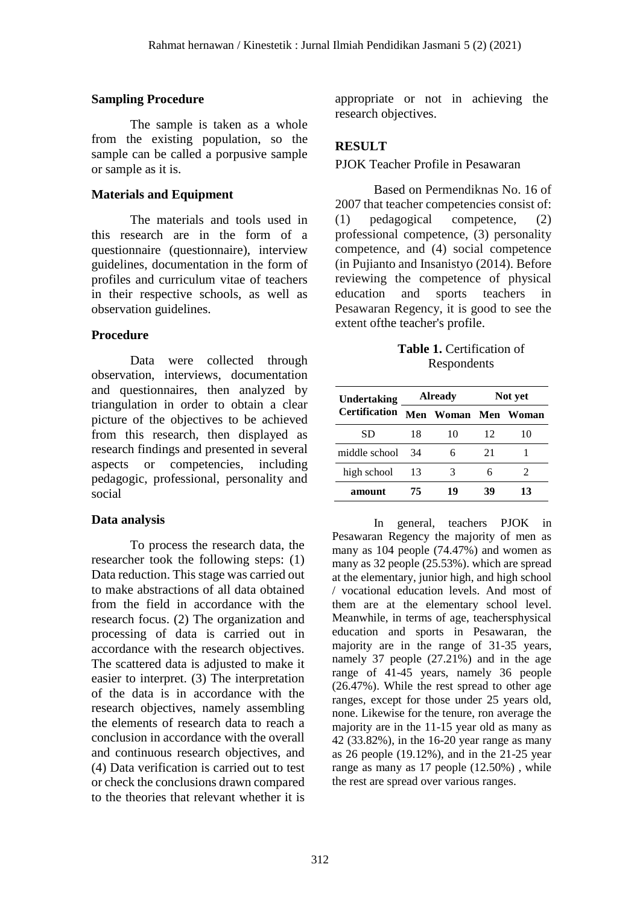### Sampling Procedure

The sample is taken as a whole from the existing population, so the sample can be called a porpusive sample or sample as it is.

### Materials and Equipment

The materials and tools used in this research are in the form of a questionnaire (questionnaire), interview guidelines, documentation in the form of profiles and curriculum vitae of teachers in their respective schools, as well as observation guidelines.

### Procedure

Data were collected through observation, interviews, documentation and questionnaires, then analyzed by triangulation in order to obtain a clear picture of the objectives to be achieved from this research, then displayed as research findings and presented in several aspects or competencies, including pedagogic, professional, personality and social

### Data analysis

To process the research data, the researcher took the following steps: (1) Data reduction. This stage was carried out to make abstractions of all data obtained from the field in accordance with the research focus. (2) The organization and processing of data is carried out in accordance with the research objectives. The scattered data is adjusted to make it easier to interpret. (3) The interpretation of the data is in accordance with the research objectives, namely assembling the elements of research data to reach a conclusion in accordance with the overall and continuous research objectives, and (4) Data verification is carried out to test or check the conclusions drawn compared to the theories that relevant whether it is appropriate or not in achieving the research objectives.

## RESULT

PJOK Teacher Profile in Pesawaran

Based on Permendiknas No. 16 of 2007 that teacher competencies consist of: (1) pedagogical competence, (2) professional competence, (3) personality competence, and (4) social competence (in Pujianto and Insanistyo (2014). Before reviewing the competence of physical education and sports teachers in Pesawaran Regency, it is good to see the extent ofthe teacher's profile.

**Table 1.** Certification of Respondents

| Undertaking Certification | Already | | Not yet | |
|---|---|---|---|---|
| | Men | Woman | Men | Woman |
| SD | 18 | 10 | 12 | 10 |
| middle school | 34 | 6 | 21 | 1 |
| high school | 13 | 3 | 6 | 2 |
| **amount** | **75** | **19** | **39** | **13** |

In general, teachers PJOK in Pesawaran Regency the majority of men as many as 104 people (74.47%) and women as many as 32 people (25.53%). which are spread at the elementary, junior high, and high school / vocational education levels. And most of them are at the elementary school level. Meanwhile, in terms of age, teachersphysical education and sports in Pesawaran, the majority are in the range of 31-35 years, namely 37 people (27.21%) and in the age range of 41-45 years, namely 36 people (26.47%). While the rest spread to other age ranges, except for those under 25 years old, none. Likewise for the tenure, ron average the majority are in the 11-15 year old as many as 42 (33.82%), in the 16-20 year range as many as 26 people (19.12%), and in the 21-25 year range as many as 17 people (12.50%) , while the rest are spread over various ranges.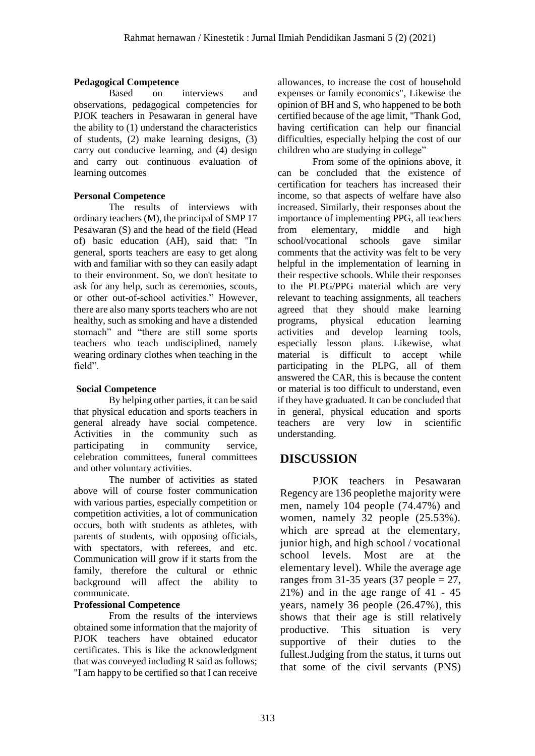**Pedagogical Competence**

Based on interviews and observations, pedagogical competencies for PJOK teachers in Pesawaran in general have the ability to (1) understand the characteristics of students, (2) make learning designs, (3) carry out conducive learning, and (4) design and carry out continuous evaluation of learning outcomes

**Personal Competence**

The results of interviews with ordinary teachers (M), the principal of SMP 17 Pesawaran (S) and the head of the field (Head of) basic education (AH), said that: "In general, sports teachers are easy to get along with and familiar with so they can easily adapt to their environment. So, we don't hesitate to ask for any help, such as ceremonies, scouts, or other out-of-school activities." However, there are also many sports teachers who are not healthy, such as smoking and have a distended stomach" and "there are still some sports teachers who teach undisciplined, namely wearing ordinary clothes when teaching in the field".

**Social Competence**

By helping other parties, it can be said that physical education and sports teachers in general already have social competence. Activities in the community such as participating in community service, celebration committees, funeral committees and other voluntary activities.

The number of activities as stated above will of course foster communication with various parties, especially competition or competition activities, a lot of communication occurs, both with students as athletes, with parents of students, with opposing officials, with spectators, with referees, and etc. Communication will grow if it starts from the family, therefore the cultural or ethnic background will affect the ability to communicate.

**Professional Competence**

From the results of the interviews obtained some information that the majority of PJOK teachers have obtained educator certificates. This is like the acknowledgment that was conveyed including R said as follows; "I am happy to be certified so that I can receive allowances, to increase the cost of household expenses or family economics", Likewise the opinion of BH and S, who happened to be both certified because of the age limit, "Thank God, having certification can help our financial difficulties, especially helping the cost of our children who are studying in college"

From some of the opinions above, it can be concluded that the existence of certification for teachers has increased their income, so that aspects of welfare have also increased. Similarly, their responses about the importance of implementing PPG, all teachers from elementary, middle and high school/vocational schools gave similar comments that the activity was felt to be very helpful in the implementation of learning in their respective schools. While their responses to the PLPG/PPG material which are very relevant to teaching assignments, all teachers agreed that they should make learning programs, physical education learning activities and develop learning tools, especially lesson plans. Likewise, what material is difficult to accept while participating in the PLPG, all of them answered the CAR, this is because the content or material is too difficult to understand, even if they have graduated. It can be concluded that in general, physical education and sports teachers are very low in scientific understanding.

## DISCUSSION

PJOK teachers in Pesawaran Regency are 136 peoplethe majority were men, namely 104 people (74.47%) and women, namely 32 people (25.53%). which are spread at the elementary, junior high, and high school / vocational school levels. Most are at the elementary level). While the average age ranges from 31-35 years (37 people = 27, 21%) and in the age range of 41 - 45 years, namely 36 people (26.47%), this shows that their age is still relatively productive. This situation is very supportive of their duties to the fullest.Judging from the status, it turns out that some of the civil servants (PNS)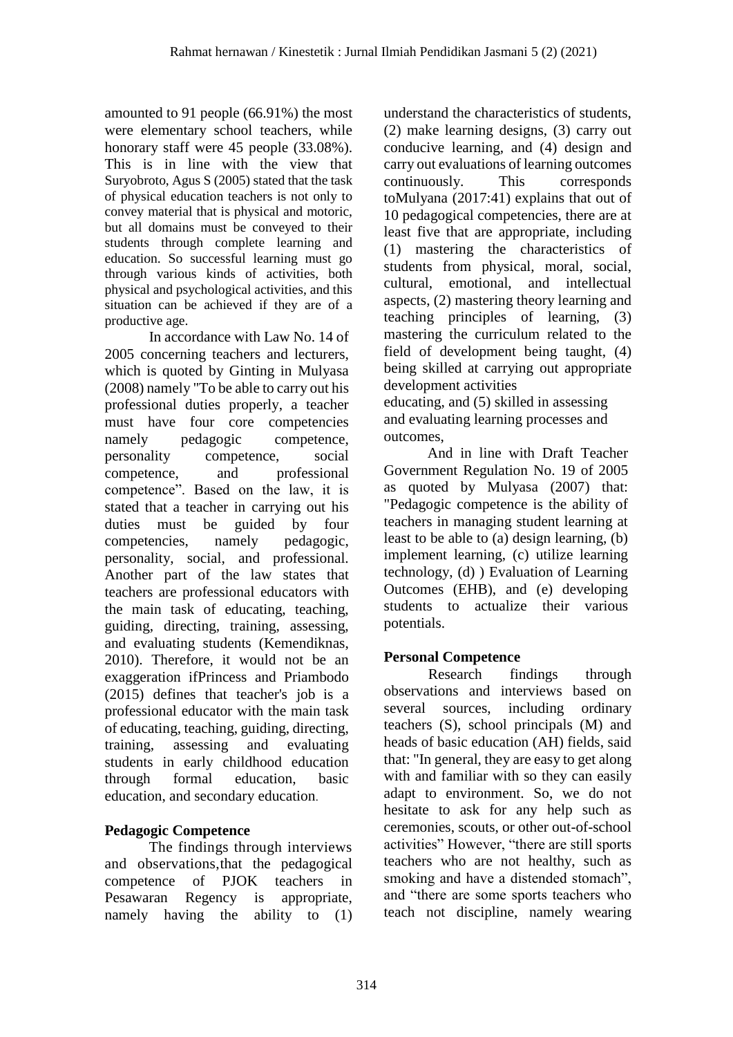amounted to 91 people (66.91%) the most were elementary school teachers, while honorary staff were 45 people (33.08%). This is in line with the view that Suryobroto, Agus S (2005) stated that the task of physical education teachers is not only to convey material that is physical and motoric, but all domains must be conveyed to their students through complete learning and education. So successful learning must go through various kinds of activities, both physical and psychological activities, and this situation can be achieved if they are of a productive age.

In accordance with Law No. 14 of 2005 concerning teachers and lecturers, which is quoted by Ginting in Mulyasa (2008) namely "To be able to carry out his professional duties properly, a teacher must have four core competencies namely pedagogic competence, personality competence, social competence, and professional competence". Based on the law, it is stated that a teacher in carrying out his duties must be guided by four competencies, namely pedagogic, personality, social, and professional. Another part of the law states that teachers are professional educators with the main task of educating, teaching, guiding, directing, training, assessing, and evaluating students (Kemendiknas, 2010). Therefore, it would not be an exaggeration ifPrincess and Priambodo (2015) defines that teacher's job is a professional educator with the main task of educating, teaching, guiding, directing, training, assessing and evaluating students in early childhood education through formal education, basic education, and secondary education.

**Pedagogic Competence**

The findings through interviews and observations,that the pedagogical competence of PJOK teachers in Pesawaran Regency is appropriate, namely having the ability to (1) understand the characteristics of students, (2) make learning designs, (3) carry out conducive learning, and (4) design and carry out evaluations of learning outcomes continuously. This corresponds toMulyana (2017:41) explains that out of 10 pedagogical competencies, there are at least five that are appropriate, including (1) mastering the characteristics of students from physical, moral, social, cultural, emotional, and intellectual aspects, (2) mastering theory learning and teaching principles of learning, (3) mastering the curriculum related to the field of development being taught, (4) being skilled at carrying out appropriate development activities educating, and (5) skilled in assessing and evaluating learning processes and outcomes,

And in line with Draft Teacher Government Regulation No. 19 of 2005 as quoted by Mulyasa (2007) that: "Pedagogic competence is the ability of teachers in managing student learning at least to be able to (a) design learning, (b) implement learning, (c) utilize learning technology, (d) ) Evaluation of Learning Outcomes (EHB), and (e) developing students to actualize their various potentials.

**Personal Competence**

Research findings through observations and interviews based on several sources, including ordinary teachers (S), school principals (M) and heads of basic education (AH) fields, said that: "In general, they are easy to get along with and familiar with so they can easily adapt to environment. So, we do not hesitate to ask for any help such as ceremonies, scouts, or other out-of-school activities" However, "there are still sports teachers who are not healthy, such as smoking and have a distended stomach", and "there are some sports teachers who teach not discipline, namely wearing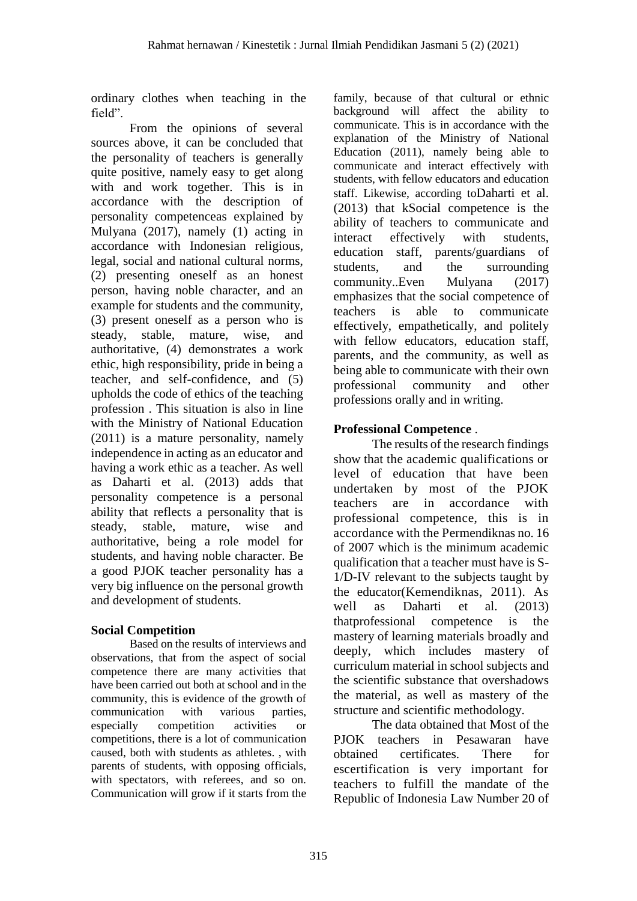ordinary clothes when teaching in the field".

From the opinions of several sources above, it can be concluded that the personality of teachers is generally quite positive, namely easy to get along with and work together. This is in accordance with the description of personality competenceas explained by Mulyana (2017), namely (1) acting in accordance with Indonesian religious, legal, social and national cultural norms, (2) presenting oneself as an honest person, having noble character, and an example for students and the community, (3) present oneself as a person who is steady, stable, mature, wise, and authoritative, (4) demonstrates a work ethic, high responsibility, pride in being a teacher, and self-confidence, and (5) upholds the code of ethics of the teaching profession . This situation is also in line with the Ministry of National Education (2011) is a mature personality, namely independence in acting as an educator and having a work ethic as a teacher. As well as Daharti et al. (2013) adds that personality competence is a personal ability that reflects a personality that is steady, stable, mature, wise and authoritative, being a role model for students, and having noble character. Be a good PJOK teacher personality has a very big influence on the personal growth and development of students.

## Social Competition

Based on the results of interviews and observations, that from the aspect of social competence there are many activities that have been carried out both at school and in the community, this is evidence of the growth of communication with various parties, especially competition activities or competitions, there is a lot of communication caused, both with students as athletes. , with parents of students, with opposing officials, with spectators, with referees, and so on. Communication will grow if it starts from the family, because of that cultural or ethnic background will affect the ability to communicate. This is in accordance with the explanation of the Ministry of National Education (2011), namely being able to communicate and interact effectively with students, with fellow educators and education staff. Likewise, according toDaharti et al. (2013) that kSocial competence is the ability of teachers to communicate and interact effectively with students, education staff, parents/guardians of students, and the surrounding community..Even Mulyana (2017) emphasizes that the social competence of teachers is able to communicate effectively, empathetically, and politely with fellow educators, education staff, parents, and the community, as well as being able to communicate with their own professional community and other professions orally and in writing.

## Professional Competence .

The results of the research findings show that the academic qualifications or level of education that have been undertaken by most of the PJOK teachers are in accordance with professional competence, this is in accordance with the Permendiknas no. 16 of 2007 which is the minimum academic qualification that a teacher must have is S-1/D-IV relevant to the subjects taught by the educator(Kemendiknas, 2011). As well as Daharti et al. (2013) thatprofessional competence is the mastery of learning materials broadly and deeply, which includes mastery of curriculum material in school subjects and the scientific substance that overshadows the material, as well as mastery of the structure and scientific methodology.

The data obtained that Most of the PJOK teachers in Pesawaran have obtained certificates. There for escertification is very important for teachers to fulfill the mandate of the Republic of Indonesia Law Number 20 of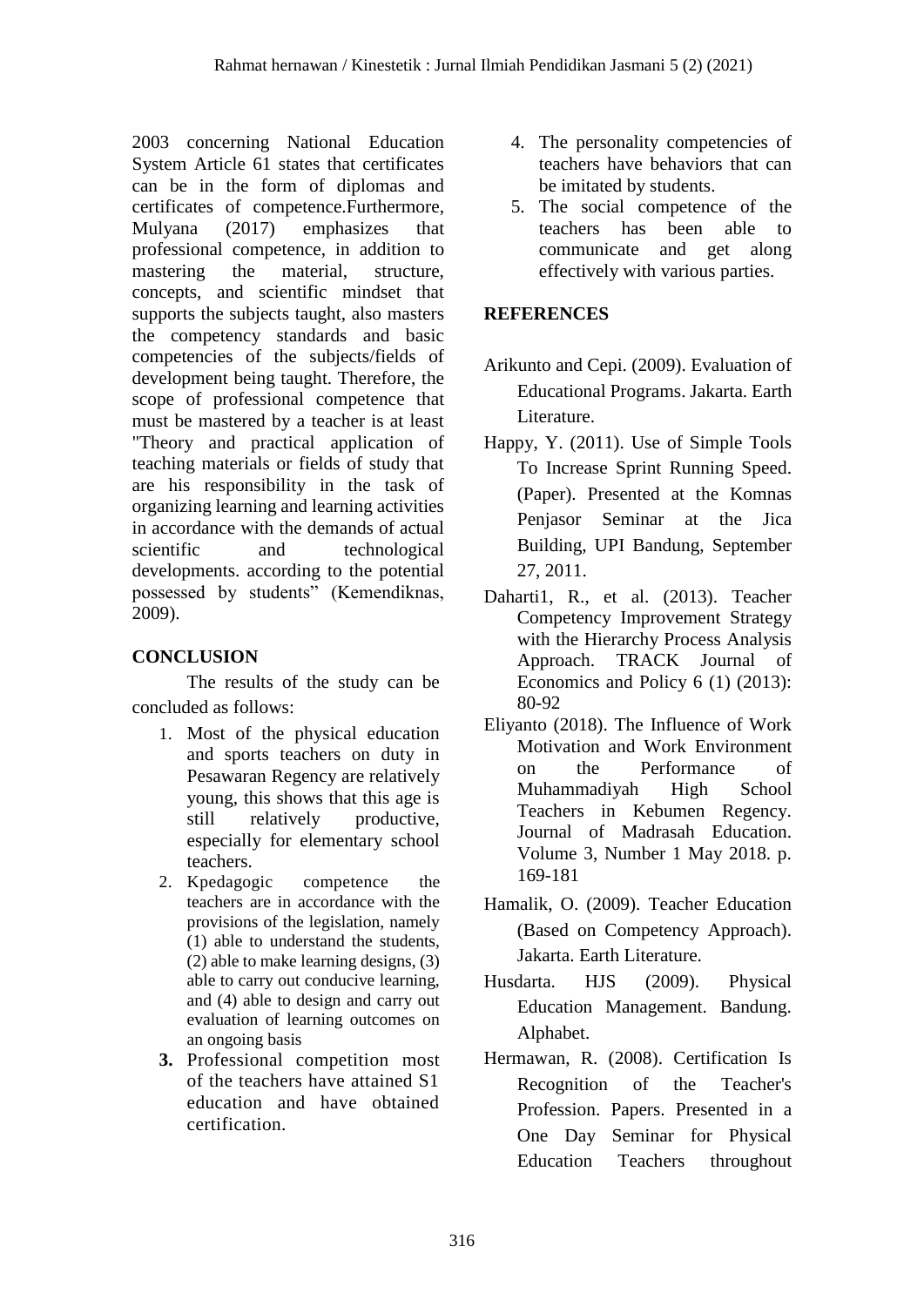2003 concerning National Education System Article 61 states that certificates can be in the form of diplomas and certificates of competence.Furthermore, Mulyana (2017) emphasizes that professional competence, in addition to mastering the material, structure, concepts, and scientific mindset that supports the subjects taught, also masters the competency standards and basic competencies of the subjects/fields of development being taught. Therefore, the scope of professional competence that must be mastered by a teacher is at least "Theory and practical application of teaching materials or fields of study that are his responsibility in the task of organizing learning and learning activities in accordance with the demands of actual scientific and technological developments. according to the potential possessed by students" (Kemendiknas, 2009).

## CONCLUSION

The results of the study can be concluded as follows:

1. Most of the physical education and sports teachers on duty in Pesawaran Regency are relatively young, this shows that this age is still relatively productive, especially for elementary school teachers.
2. Kpedagogic competence the teachers are in accordance with the provisions of the legislation, namely (1) able to understand the students, (2) able to make learning designs, (3) able to carry out conducive learning, and (4) able to design and carry out evaluation of learning outcomes on an ongoing basis
3. Professional competition most of the teachers have attained S1 education and have obtained certification.
4. The personality competencies of teachers have behaviors that can be imitated by students.
5. The social competence of the teachers has been able to communicate and get along effectively with various parties.

## REFERENCES

Arikunto and Cepi. (2009). Evaluation of Educational Programs. Jakarta. Earth Literature.

Happy, Y. (2011). Use of Simple Tools To Increase Sprint Running Speed. (Paper). Presented at the Komnas Penjasor Seminar at the Jica Building, UPI Bandung, September 27, 2011.

Daharti1, R., et al. (2013). Teacher Competency Improvement Strategy with the Hierarchy Process Analysis Approach. TRACK Journal of Economics and Policy 6 (1) (2013): 80-92

Eliyanto (2018). The Influence of Work Motivation and Work Environment on the Performance of Muhammadiyah High School Teachers in Kebumen Regency. Journal of Madrasah Education. Volume 3, Number 1 May 2018. p. 169-181

Hamalik, O. (2009). Teacher Education (Based on Competency Approach). Jakarta. Earth Literature.

Husdarta. HJS (2009). Physical Education Management. Bandung. Alphabet.

Hermawan, R. (2008). Certification Is Recognition of the Teacher's Profession. Papers. Presented in a One Day Seminar for Physical Education Teachers throughout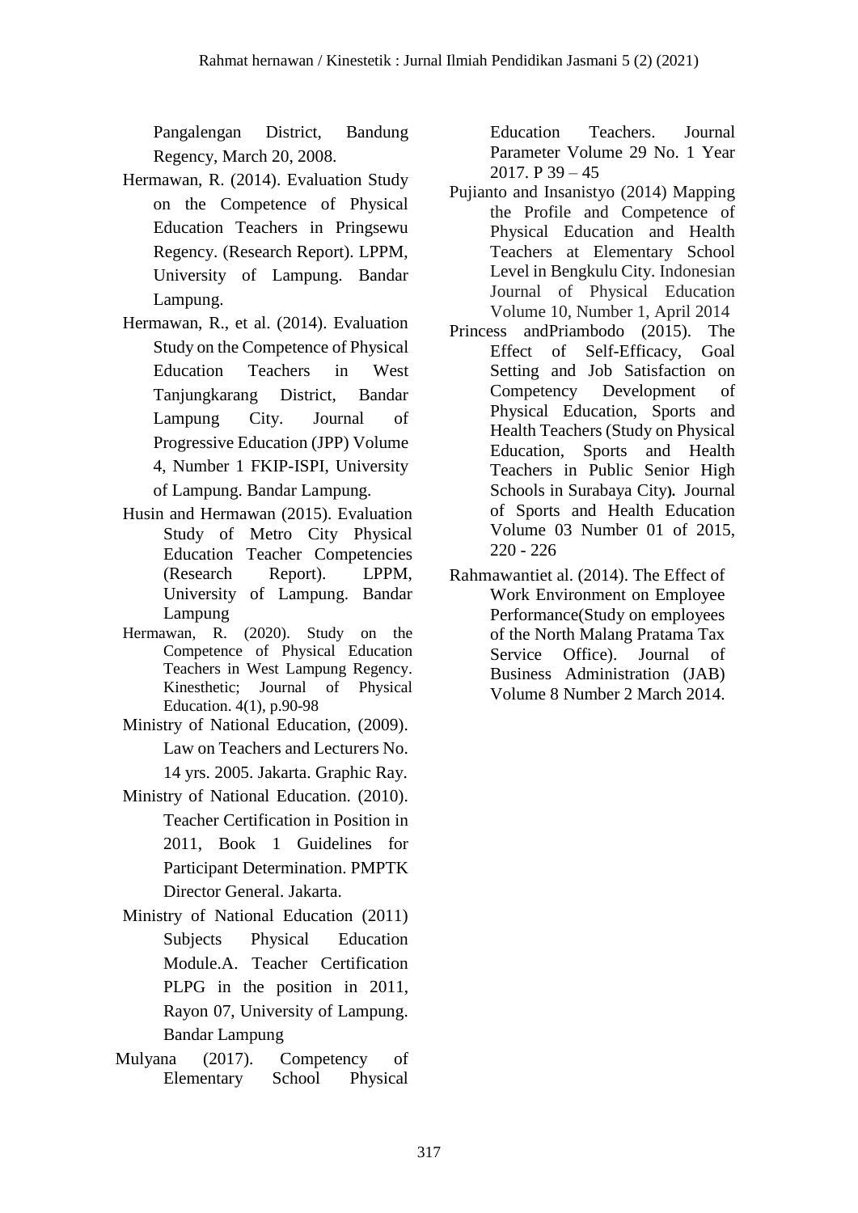Pangalengan District, Bandung Regency, March 20, 2008.

Hermawan, R. (2014). Evaluation Study on the Competence of Physical Education Teachers in Pringsewu Regency. (Research Report). LPPM, University of Lampung. Bandar Lampung.

Hermawan, R., et al. (2014). Evaluation Study on the Competence of Physical Education Teachers in West Tanjungkarang District, Bandar Lampung City. Journal of Progressive Education (JPP) Volume 4, Number 1 FKIP-ISPI, University of Lampung. Bandar Lampung.

Husin and Hermawan (2015). Evaluation Study of Metro City Physical Education Teacher Competencies (Research Report). LPPM, University of Lampung. Bandar Lampung

Hermawan, R. (2020). Study on the Competence of Physical Education Teachers in West Lampung Regency. Kinesthetic; Journal of Physical Education. 4(1), p.90-98

Ministry of National Education, (2009). Law on Teachers and Lecturers No. 14 yrs. 2005. Jakarta. Graphic Ray.

Ministry of National Education. (2010). Teacher Certification in Position in 2011, Book 1 Guidelines for Participant Determination. PMPTK Director General. Jakarta.

Ministry of National Education (2011) Subjects Physical Education Module.A. Teacher Certification PLPG in the position in 2011, Rayon 07, University of Lampung. Bandar Lampung

Mulyana (2017). Competency of Elementary School Physical Education Teachers. Journal Parameter Volume 29 No. 1 Year 2017. P 39 – 45

Pujianto and Insanistyo (2014) Mapping the Profile and Competence of Physical Education and Health Teachers at Elementary School Level in Bengkulu City. Indonesian Journal of Physical Education Volume 10, Number 1, April 2014

Princess andPriambodo (2015). The Effect of Self-Efficacy, Goal Setting and Job Satisfaction on Competency Development of Physical Education, Sports and Health Teachers (Study on Physical Education, Sports and Health Teachers in Public Senior High Schools in Surabaya City). Journal of Sports and Health Education Volume 03 Number 01 of 2015, 220 - 226

Rahmawantiet al. (2014). The Effect of Work Environment on Employee Performance(Study on employees of the North Malang Pratama Tax Service Office). Journal of Business Administration (JAB) Volume 8 Number 2 March 2014.